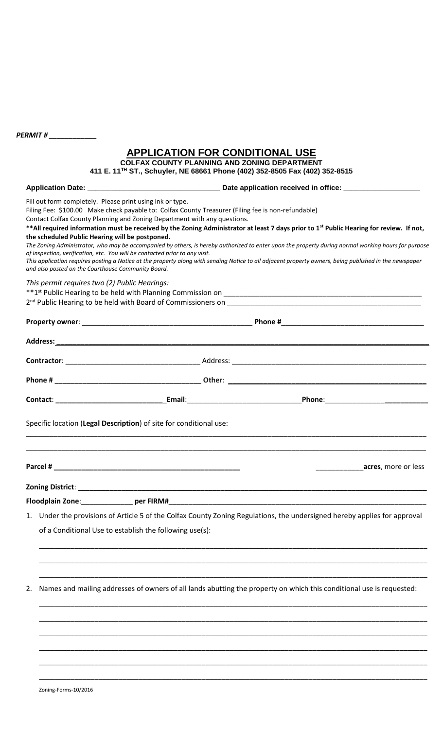***PERMIT # ___________***

# APPLICATION FOR CONDITIONAL USE

**COLFAX COUNTY PLANNING AND ZONING DEPARTMENT**

**411 E. 11TH ST., Schuyler, NE 68661 Phone (402) 352-8505 Fax (402) 352-8515**

**Application Date: _______________________________ Date application received in office: __________________**

Fill out form completely. Please print using ink or type.
Filing Fee: $100.00 Make check payable to: Colfax County Treasurer (Filing fee is non-refundable)
Contact Colfax County Planning and Zoning Department with any questions.
**\*\*All required information must be received by the Zoning Administrator at least 7 days prior to 1st Public Hearing for review. If not, the scheduled Public Hearing will be postponed.**
*The Zoning Administrator, who may be accompanied by others, is hereby authorized to enter upon the property during normal working hours for purpose of inspection, verification, etc. You will be contacted prior to any visit.*
*This application requires posting a Notice at the property along with sending Notice to all adjacent property owners, being published in the newspaper and also posted on the Courthouse Community Board.*

*This permit requires two (2) Public Hearings:*
\*\*1st Public Hearing to be held with Planning Commission on _______________________________________________
2nd Public Hearing to be held with Board of Commissioners on _______________________________________________

**Property owner**: _________________________________________ **Phone #**___________________________________

**Address:**__________________________________________________________________________________________

**Contractor**: _________________________________ Address: ________________________________________________

**Phone #** ___________________________________ **Other**: ________________________________________________

**Contact**: ___________________________ **Email**:___________________________ **Phone**:_________________________

Specific location (**Legal Description**) of site for conditional use:

______________________________________________________________________________________________

______________________________________________________________________________________________

**Parcel #** _______________________________________________ ____________**acres**, more or less

**Zoning District**: ____________________________________________________________________________________

**Floodplain Zone**:_____________ **per FIRM#**_____________________________________________________________

1. Under the provisions of Article 5 of the Colfax County Zoning Regulations, the undersigned hereby applies for approval of a Conditional Use to establish the following use(s):

   ______________________________________________________________________________________________

   ______________________________________________________________________________________________

   ______________________________________________________________________________________________

2. Names and mailing addresses of owners of all lands abutting the property on which this conditional use is requested:

   ______________________________________________________________________________________________

   ______________________________________________________________________________________________

   ______________________________________________________________________________________________

   ______________________________________________________________________________________________

   ______________________________________________________________________________________________

   ______________________________________________________________________________________________

Zoning-Forms-10/2016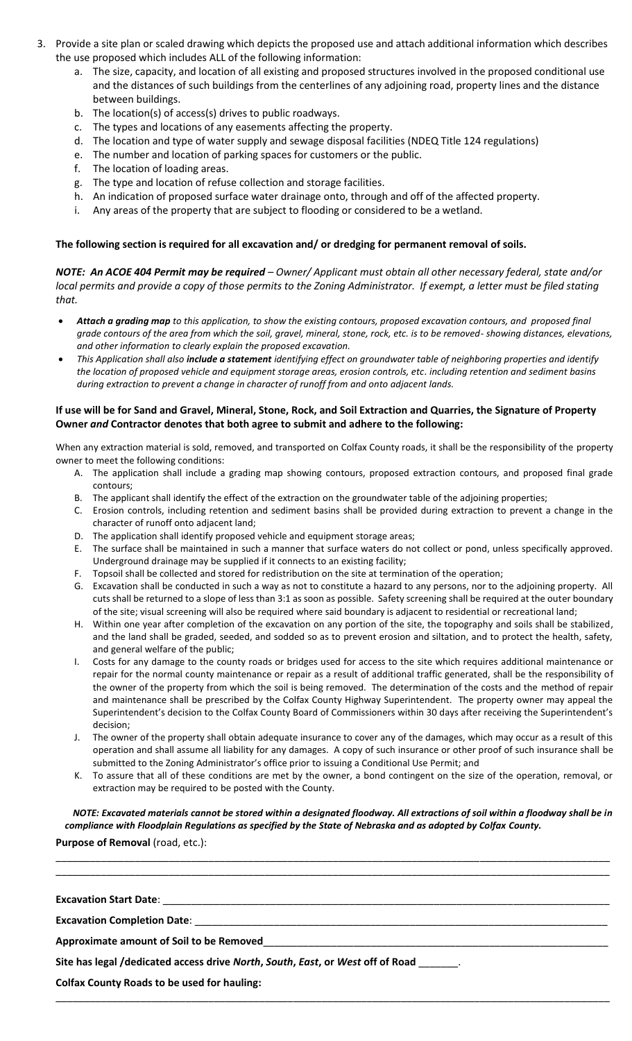3. Provide a site plan or scaled drawing which depicts the proposed use and attach additional information which describes the use proposed which includes ALL of the following information:
   a. The size, capacity, and location of all existing and proposed structures involved in the proposed conditional use and the distances of such buildings from the centerlines of any adjoining road, property lines and the distance between buildings.
   b. The location(s) of access(s) drives to public roadways.
   c. The types and locations of any easements affecting the property.
   d. The location and type of water supply and sewage disposal facilities (NDEQ Title 124 regulations)
   e. The number and location of parking spaces for customers or the public.
   f. The location of loading areas.
   g. The type and location of refuse collection and storage facilities.
   h. An indication of proposed surface water drainage onto, through and off of the affected property.
   i. Any areas of the property that are subject to flooding or considered to be a wetland.

**The following section is required for all excavation and/ or dredging for permanent removal of soils.**

***NOTE: An ACOE 404 Permit may be required*** *– Owner/ Applicant must obtain all other necessary federal, state and/or local permits and provide a copy of those permits to the Zoning Administrator. If exempt, a letter must be filed stating that.*

- ***Attach a grading map*** *to this application, to show the existing contours, proposed excavation contours, and proposed final grade contours of the area from which the soil, gravel, mineral, stone, rock, etc. is to be removed- showing distances, elevations, and other information to clearly explain the proposed excavation.*
- *This Application shall also* ***include a statement*** *identifying effect on groundwater table of neighboring properties and identify the location of proposed vehicle and equipment storage areas, erosion controls, etc. including retention and sediment basins during extraction to prevent a change in character of runoff from and onto adjacent lands.*

**If use will be for Sand and Gravel, Mineral, Stone, Rock, and Soil Extraction and Quarries, the Signature of Property Owner *and* Contractor denotes that both agree to submit and adhere to the following:**

When any extraction material is sold, removed, and transported on Colfax County roads, it shall be the responsibility of the property owner to meet the following conditions:

A. The application shall include a grading map showing contours, proposed extraction contours, and proposed final grade contours;
B. The applicant shall identify the effect of the extraction on the groundwater table of the adjoining properties;
C. Erosion controls, including retention and sediment basins shall be provided during extraction to prevent a change in the character of runoff onto adjacent land;
D. The application shall identify proposed vehicle and equipment storage areas;
E. The surface shall be maintained in such a manner that surface waters do not collect or pond, unless specifically approved. Underground drainage may be supplied if it connects to an existing facility;
F. Topsoil shall be collected and stored for redistribution on the site at termination of the operation;
G. Excavation shall be conducted in such a way as not to constitute a hazard to any persons, nor to the adjoining property. All cuts shall be returned to a slope of less than 3:1 as soon as possible. Safety screening shall be required at the outer boundary of the site; visual screening will also be required where said boundary is adjacent to residential or recreational land;
H. Within one year after completion of the excavation on any portion of the site, the topography and soils shall be stabilized, and the land shall be graded, seeded, and sodded so as to prevent erosion and siltation, and to protect the health, safety, and general welfare of the public;
I. Costs for any damage to the county roads or bridges used for access to the site which requires additional maintenance or repair for the normal county maintenance or repair as a result of additional traffic generated, shall be the responsibility of the owner of the property from which the soil is being removed. The determination of the costs and the method of repair and maintenance shall be prescribed by the Colfax County Highway Superintendent. The property owner may appeal the Superintendent's decision to the Colfax County Board of Commissioners within 30 days after receiving the Superintendent's decision;
J. The owner of the property shall obtain adequate insurance to cover any of the damages, which may occur as a result of this operation and shall assume all liability for any damages. A copy of such insurance or other proof of such insurance shall be submitted to the Zoning Administrator's office prior to issuing a Conditional Use Permit; and
K. To assure that all of these conditions are met by the owner, a bond contingent on the size of the operation, removal, or extraction may be required to be posted with the County.

***NOTE: Excavated materials cannot be stored within a designated floodway. All extractions of soil within a floodway shall be in compliance with Floodplain Regulations as specified by the State of Nebraska and as adopted by Colfax County.***

**Purpose of Removal** (road, etc.): ______________________________________________

______________________________________________

**Excavation Start Date**: ______________________________________________

**Excavation Completion Date**: ______________________________________________

**Approximate amount of Soil to be Removed**______________________________________________

**Site has legal /dedicated access drive *North*, *South*, *East*, or *West* off of Road** _______.

**Colfax County Roads to be used for hauling:**

______________________________________________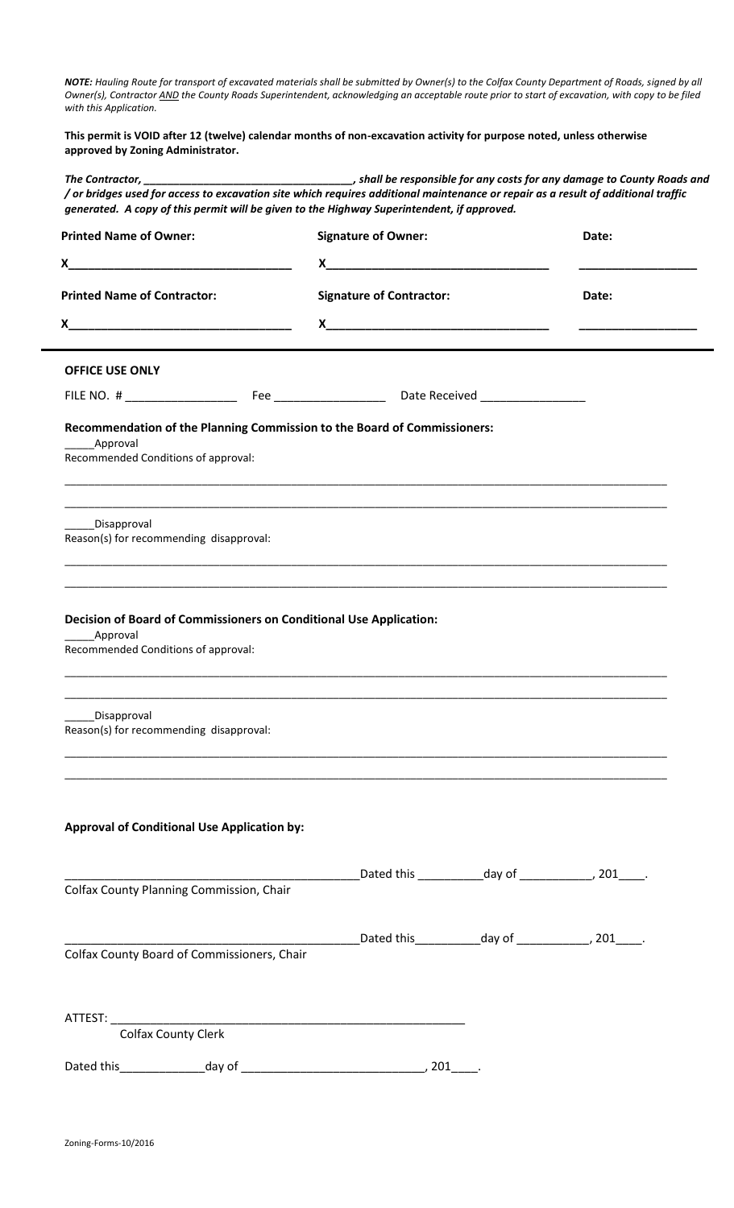***NOTE:** Hauling Route for transport of excavated materials shall be submitted by Owner(s) to the Colfax County Department of Roads, signed by all Owner(s), Contractor AND the County Roads Superintendent, acknowledging an acceptable route prior to start of excavation, with copy to be filed with this Application.*

**This permit is VOID after 12 (twelve) calendar months of non-excavation activity for purpose noted, unless otherwise approved by Zoning Administrator.**

***The Contractor, ________________________________, shall be responsible for any costs for any damage to County Roads and / or bridges used for access to excavation site which requires additional maintenance or repair as a result of additional traffic generated. A copy of this permit will be given to the Highway Superintendent, if approved.***

| **Printed Name of Owner:** | **Signature of Owner:** | **Date:** |
|---|---|---|
| **X**________________________________ | **X**________________________________ | ________________ |
| **Printed Name of Contractor:** | **Signature of Contractor:** | **Date:** |
| **X**________________________________ | **X**________________________________ | ________________ |

**OFFICE USE ONLY**

FILE NO. # _________________ Fee _________________ Date Received _______________

**Recommendation of the Planning Commission to the Board of Commissioners:**

_____Approval

Recommended Conditions of approval:

_____________________________________________________________________________________________

_____________________________________________________________________________________________

_____Disapproval

Reason(s) for recommending disapproval:

_____________________________________________________________________________________________

_____________________________________________________________________________________________

**Decision of Board of Commissioners on Conditional Use Application:**

_____Approval

Recommended Conditions of approval:

_____________________________________________________________________________________________

_____________________________________________________________________________________________

_____Disapproval

Reason(s) for recommending disapproval:

_____________________________________________________________________________________________

_____________________________________________________________________________________________

**Approval of Conditional Use Application by:**

_____________________________________________ Dated this __________day of ___________, 201____.

Colfax County Planning Commission, Chair

_____________________________________________ Dated this__________day of ___________, 201____.

Colfax County Board of Commissioners, Chair

ATTEST: ______________________________________________________

Colfax County Clerk

Dated this_____________day of ___________________________, 201____.

Zoning-Forms-10/2016